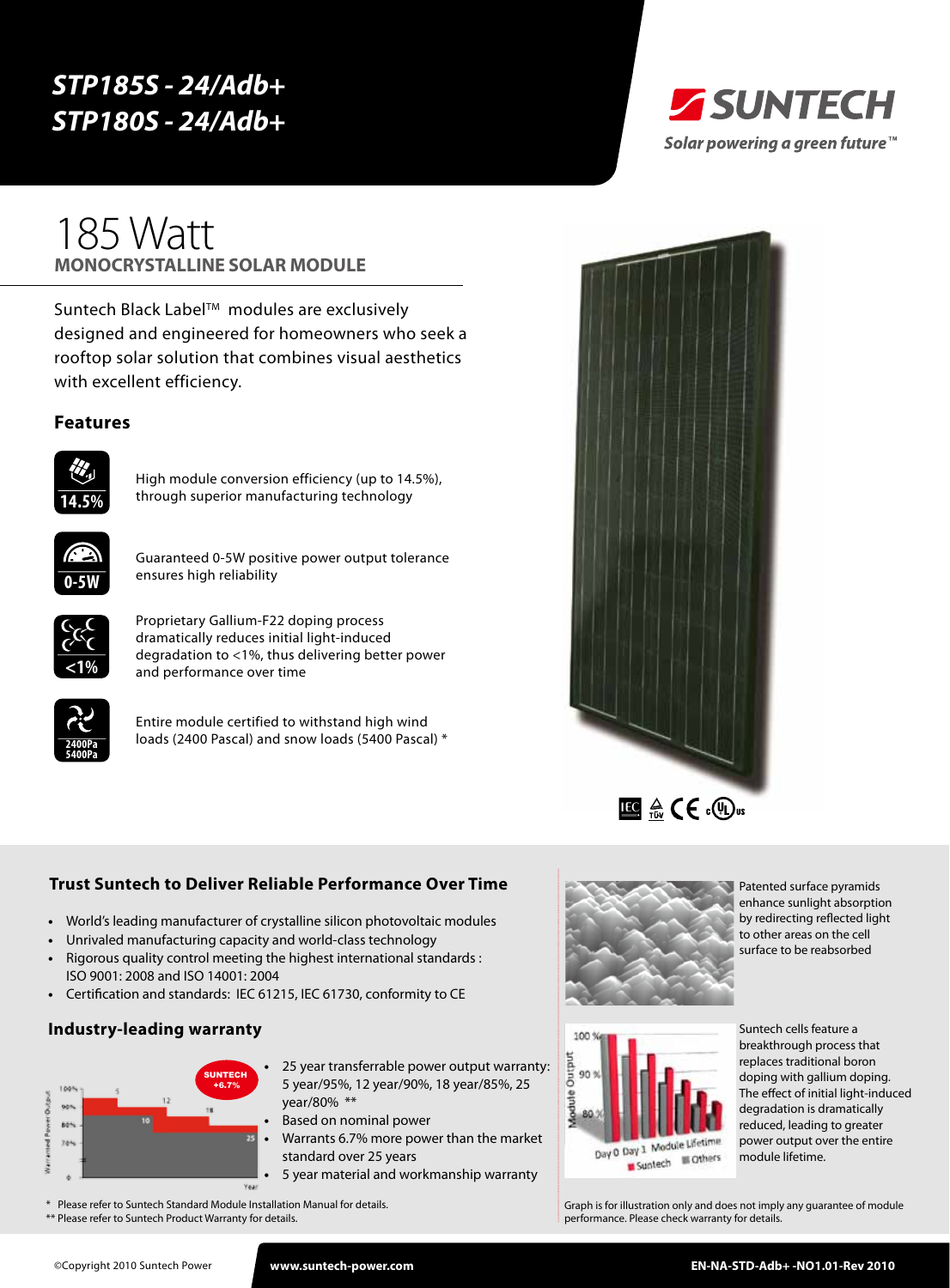# STP185S - 24/Adb+
# STP180S - 24/Adb+

**SUNTECH**
*Solar powering a green future™*

## 185 Watt
**MONOCRYSTALLINE SOLAR MODULE**

Suntech Black Label™ modules are exclusively designed and engineered for homeowners who seek a rooftop solar solution that combines visual aesthetics with excellent efficiency.

### Features

**14.5%** — High module conversion efficiency (up to 14.5%), through superior manufacturing technology

**0-5W** — Guaranteed 0-5W positive power output tolerance ensures high reliability

**<1%** — Proprietary Gallium-F22 doping process dramatically reduces initial light-induced degradation to <1%, thus delivering better power and performance over time

**2400Pa 5400Pa** — Entire module certified to withstand high wind loads (2400 Pascal) and snow loads (5400 Pascal) *

### Trust Suntech to Deliver Reliable Performance Over Time

- World's leading manufacturer of crystalline silicon photovoltaic modules
- Unrivaled manufacturing capacity and world-class technology
- Rigorous quality control meeting the highest international standards : ISO 9001: 2008 and ISO 14001: 2004
- Certification and standards: IEC 61215, IEC 61730, conformity to CE

### Industry-leading warranty

- 25 year transferrable power output warranty: 5 year/95%, 12 year/90%, 18 year/85%, 25 year/80% **
- Based on nominal power
- Warrants 6.7% more power than the market standard over 25 years
- 5 year material and workmanship warranty

\* Please refer to Suntech Standard Module Installation Manual for details.
\** Please refer to Suntech Product Warranty for details.

Patented surface pyramids enhance sunlight absorption by redirecting reflected light to other areas on the cell surface to be reabsorbed

Suntech cells feature a breakthrough process that replaces traditional boron doping with gallium doping. The effect of initial light-induced degradation is dramatically reduced, leading to greater power output over the entire module lifetime.

Graph is for illustration only and does not imply any guarantee of module performance. Please check warranty for details.

©Copyright 2010 Suntech Power www.suntech-power.com EN-NA-STD-Adb+ -NO1.01-Rev 2010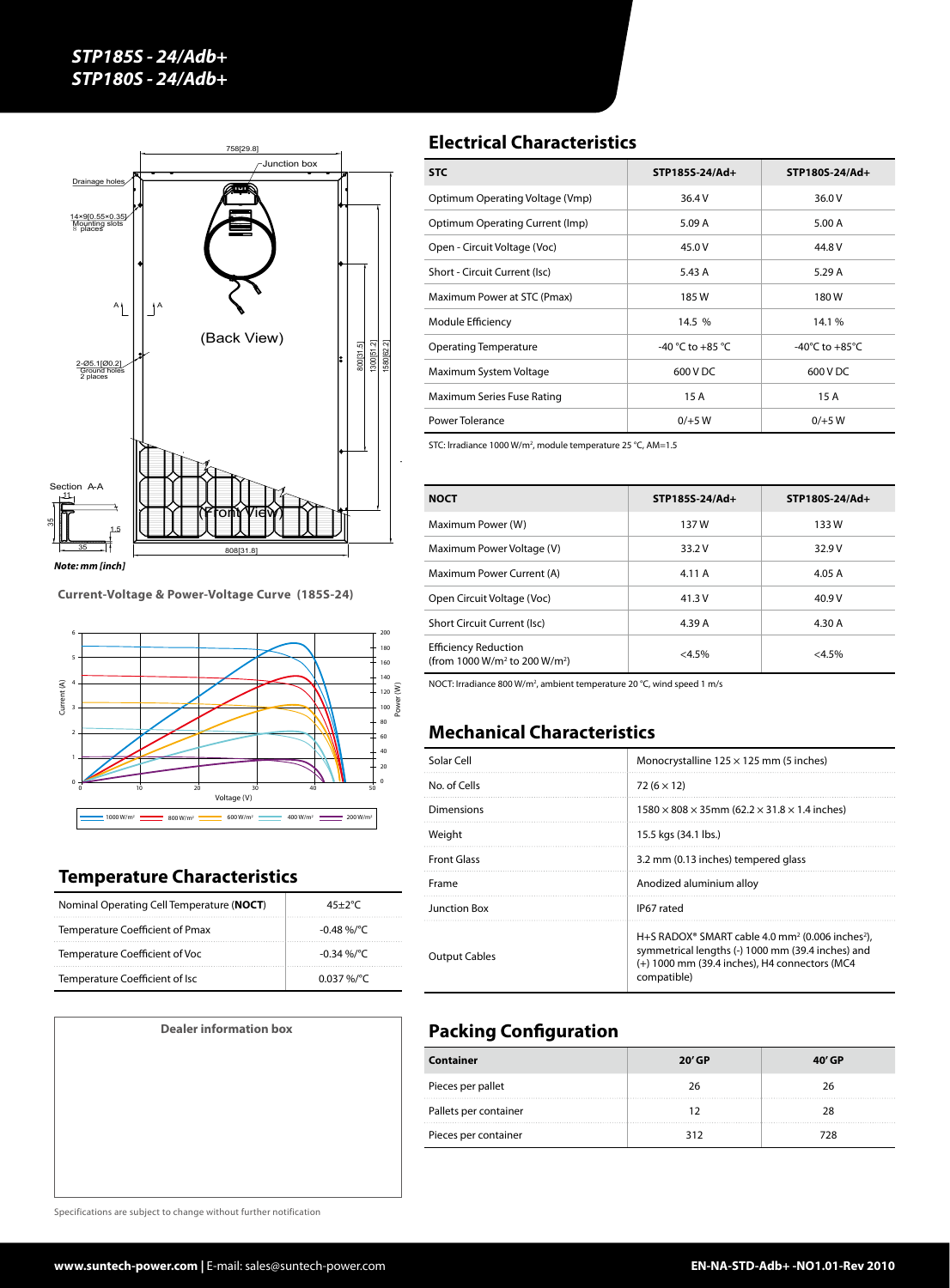# STP185S - 24/Adb+
# STP180S - 24/Adb+

758[29.8]
Junction box
Drainage holes
14×9[0.55×0.35] Mounting slots 8 places
A A
(Back View)
2-Ø5.1[Ø0.2] Ground holes 2 places
800[31.5]
1300[51.2]
1580[62.2]
Section A-A
11
35
1.5
35
808[31.8]
(Front View)

*Note: mm [inch]*

**Current-Voltage & Power-Voltage Curve (185S-24)**

Current (A)
Power (W)
Voltage (V)
0 10 20 30 40 50
0 1 2 3 4 5 6
0 20 40 60 80 100 120 140 160 180 200
1000 W/m² 800 W/m² 600 W/m² 400 W/m² 200 W/m²

## Temperature Characteristics

| | |
|---|---|
| Nominal Operating Cell Temperature (**NOCT**) | 45±2°C |
| Temperature Coefficient of Pmax | -0.48 %/°C |
| Temperature Coefficient of Voc | -0.34 %/°C |
| Temperature Coefficient of Isc | 0.037 %/°C |

**Dealer information box**

Specifications are subject to change without further notification

## Electrical Characteristics

| STC | STP185S-24/Ad+ | STP180S-24/Ad+ |
|---|---|---|
| Optimum Operating Voltage (Vmp) | 36.4 V | 36.0 V |
| Optimum Operating Current (Imp) | 5.09 A | 5.00 A |
| Open - Circuit Voltage (Voc) | 45.0 V | 44.8 V |
| Short - Circuit Current (Isc) | 5.43 A | 5.29 A |
| Maximum Power at STC (Pmax) | 185 W | 180 W |
| Module Efficiency | 14.5 % | 14.1 % |
| Operating Temperature | -40 °C to +85 °C | -40°C to +85°C |
| Maximum System Voltage | 600 V DC | 600 V DC |
| Maximum Series Fuse Rating | 15 A | 15 A |
| Power Tolerance | 0/+5 W | 0/+5 W |

STC: Irradiance 1000 W/m², module temperature 25 °C, AM=1.5

| NOCT | STP185S-24/Ad+ | STP180S-24/Ad+ |
|---|---|---|
| Maximum Power (W) | 137 W | 133 W |
| Maximum Power Voltage (V) | 33.2 V | 32.9 V |
| Maximum Power Current (A) | 4.11 A | 4.05 A |
| Open Circuit Voltage (Voc) | 41.3 V | 40.9 V |
| Short Circuit Current (Isc) | 4.39 A | 4.30 A |
| Efficiency Reduction (from 1000 W/m² to 200 W/m²) | <4.5% | <4.5% |

NOCT: Irradiance 800 W/m², ambient temperature 20 °C, wind speed 1 m/s

## Mechanical Characteristics

| | |
|---|---|
| Solar Cell | Monocrystalline 125 × 125 mm (5 inches) |
| No. of Cells | 72 (6 × 12) |
| Dimensions | 1580 × 808 × 35mm (62.2 × 31.8 × 1.4 inches) |
| Weight | 15.5 kgs (34.1 lbs.) |
| Front Glass | 3.2 mm (0.13 inches) tempered glass |
| Frame | Anodized aluminium alloy |
| Junction Box | IP67 rated |
| Output Cables | H+S RADOX® SMART cable 4.0 mm² (0.006 inches²), symmetrical lengths (-) 1000 mm (39.4 inches) and (+) 1000 mm (39.4 inches), H4 connectors (MC4 compatible) |

## Packing Configuration

| Container | 20' GP | 40' GP |
|---|---|---|
| Pieces per pallet | 26 | 26 |
| Pallets per container | 12 | 28 |
| Pieces per container | 312 | 728 |

**www.suntech-power.com** | E-mail: sales@suntech-power.com

**EN-NA-STD-Adb+ -NO1.01-Rev 2010**